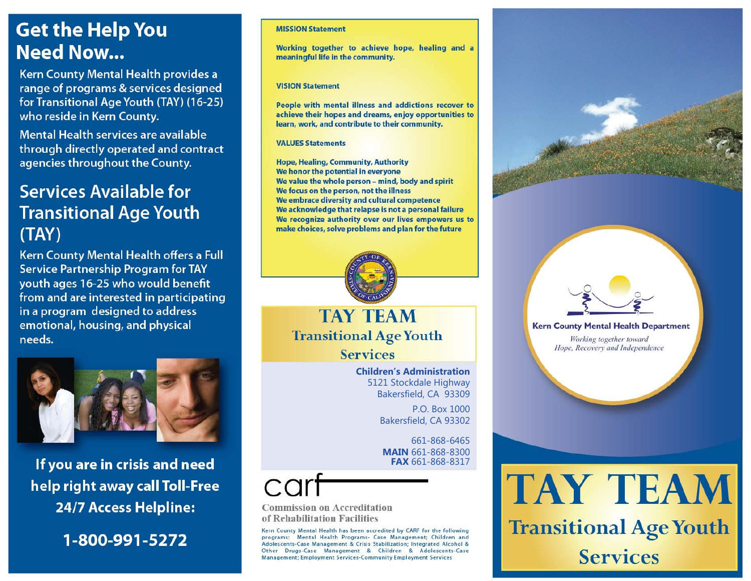# Get the Help You Need Now...

Kern County Mental Health provides a range of programs & services designed for Transitional Age Youth (TAY) (16-25) who reside in Kern County.

Mental Health services are available through directly operated and contract agencies throughout the County.

## Services Available for Transitional Age Youth (TAY)

Kern County Mental Health offers a Full Service Partnership Program for TAY youth ages 16-25 who would benefit from and are interested in participating in a program designed to address emotional, housing, and physical needs.

**If you are in crisis and need help right away call Toll-Free 24/7 Access Helpline:**

**1-800-991-5272**

**MISSION Statement**

**Working together to achieve hope, healing and a meaningful life in the community.**

**VISION Statement**

**People with mental illness and addictions recover to achieve their hopes and dreams, enjoy opportunities to learn, work, and contribute to their community.**

**VALUES Statements**

**Hope, Healing, Community, Authority**
**We honor the potential in everyone**
**We value the whole person – mind, body and spirit**
**We focus on the person, not the illness**
**We embrace diversity and cultural competence**
**We acknowledge that relapse is not a personal failure**
**We recognize authority over our lives empowers us to make choices, solve problems and plan for the future**

## TAY TEAM
### Transitional Age Youth Services

**Children's Administration**
5121 Stockdale Highway
Bakersfield, CA 93309

P.O. Box 1000
Bakersfield, CA 93302

661-868-6465
**MAIN** 661-868-8300
**FAX** 661-868-8317

carf

Commission on Accreditation of Rehabilitation Facilities

Kern County Mental Health has been accredited by CARF for the following programs: Mental Health Programs- Case Management; Children and Adolescents-Case Management & Crisis Stabilization; Integrated Alcohol & Other Drugs-Case Management & Children & Adolescents-Case Management; Employment Services-Community Employment Services

**Kern County Mental Health Department**

*Working together toward Hope, Recovery and Independence*

# TAY TEAM
## Transitional Age Youth Services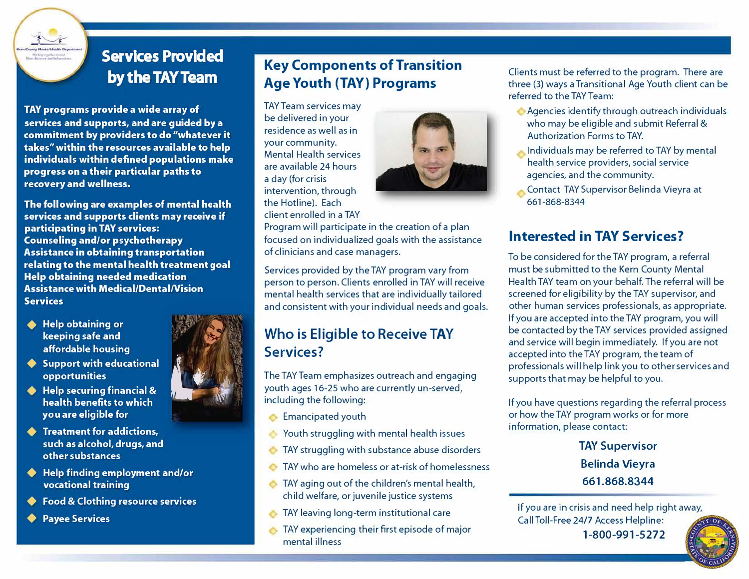# Services Provided by the TAY Team

**TAY programs provide a wide array of services and supports, and are guided by a commitment by providers to do "whatever it takes" within the resources available to help individuals within defined populations make progress on a their particular paths to recovery and wellness.**

**The following are examples of mental health services and supports clients may receive if participating in TAY services:**
**Counseling and/or psychotherapy**
**Assistance in obtaining transportation relating to the mental health treatment goal**
**Help obtaining needed medication**
**Assistance with Medical/Dental/Vision Services**

- **Help obtaining or keeping safe and affordable housing**
- **Support with educational opportunities**
- **Help securing financial & health benefits to which you are eligible for**
- **Treatment for addictions, such as alcohol, drugs, and other substances**
- **Help finding employment and/or vocational training**
- **Food & Clothing resource services**
- **Payee Services**

## Key Components of Transition Age Youth (TAY) Programs

TAY Team services may be delivered in your residence as well as in your community. Mental Health services are available 24 hours a day (for crisis intervention, through the Hotline). Each client enrolled in a TAY Program will participate in the creation of a plan focused on individualized goals with the assistance of clinicians and case managers.

Services provided by the TAY program vary from person to person. Clients enrolled in TAY will receive mental health services that are individually tailored and consistent with your individual needs and goals.

## Who is Eligible to Receive TAY Services?

The TAY Team emphasizes outreach and engaging youth ages 16-25 who are currently un-served, including the following:

- Emancipated youth
- Youth struggling with mental health issues
- TAY struggling with substance abuse disorders
- TAY who are homeless or at-risk of homelessness
- TAY aging out of the children's mental health, child welfare, or juvenile justice systems
- TAY leaving long-term institutional care
- TAY experiencing their first episode of major mental illness

Clients must be referred to the program. There are three (3) ways a Transitional Age Youth client can be referred to the TAY Team:

- Agencies identify through outreach individuals who may be eligible and submit Referral & Authorization Forms to TAY.
- Individuals may be referred to TAY by mental health service providers, social service agencies, and the community.
- Contact TAY Supervisor Belinda Vieyra at 661-868-8344

## Interested in TAY Services?

To be considered for the TAY program, a referral must be submitted to the Kern County Mental Health TAY team on your behalf. The referral will be screened for eligibility by the TAY supervisor, and other human services professionals, as appropriate. If you are accepted into the TAY program, you will be contacted by the TAY services provided assigned and service will begin immediately. If you are not accepted into the TAY program, the team of professionals will help link you to other services and supports that may be helpful to you.

If you have questions regarding the referral process or how the TAY program works or for more information, please contact:

**TAY Supervisor**
**Belinda Vieyra**
**661.868.8344**

If you are in crisis and need help right away, Call Toll-Free 24/7 Access Helpline:
**1-800-991-5272**